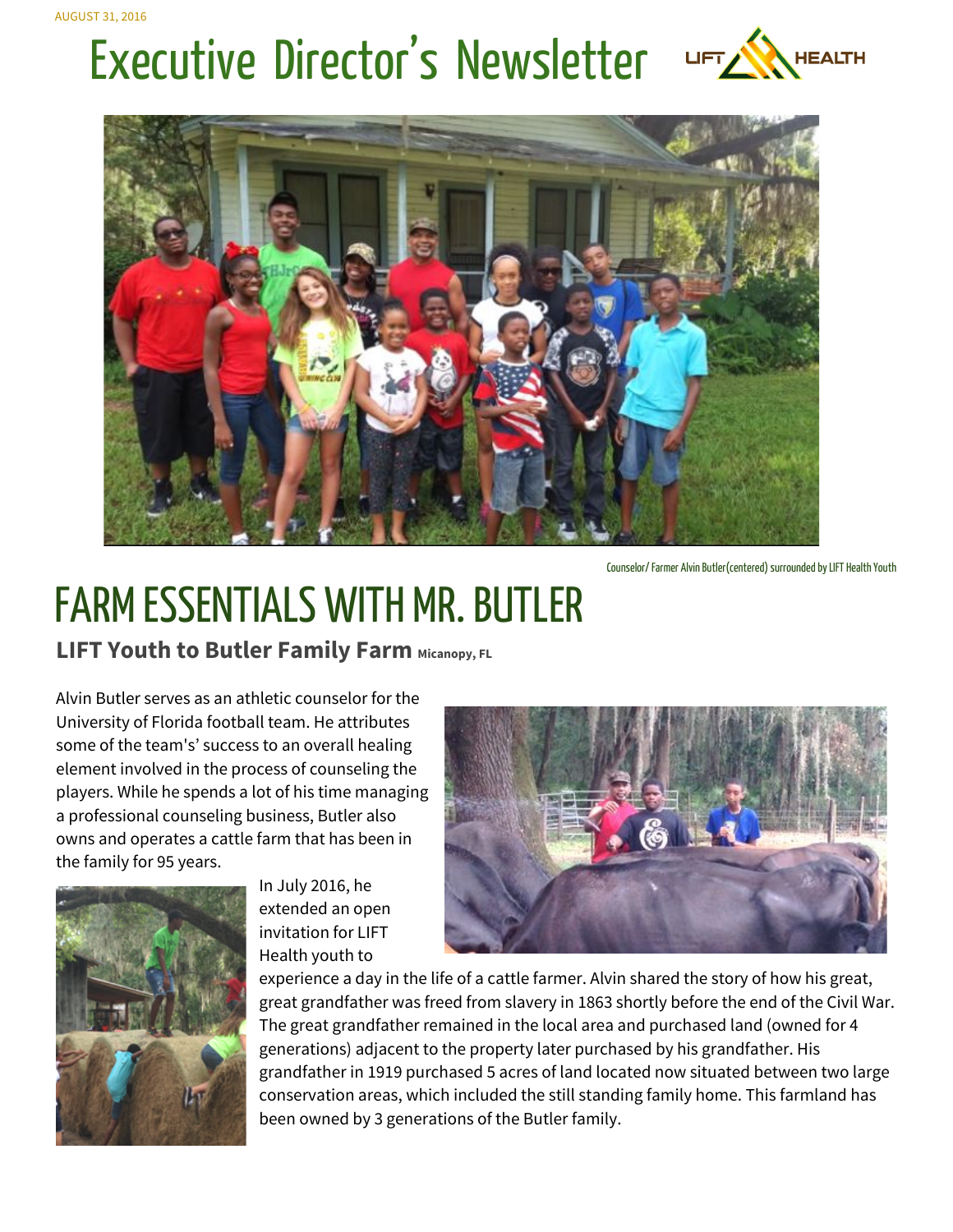AUGUST 31, 2016

# Executive Director's Newsletter

Counselor/ Farmer Alvin Butler(centered) surrounded by LIFT Health Youth

## FARM ESSENTIALS WITH MR. BUTLER

### LIFT Youth to Butler Family Farm Micanopy, FL

Alvin Butler serves as an athletic counselor for the University of Florida football team. He attributes some of the team's' success to an overall healing element involved in the process of counseling the players. While he spends a lot of his time managing a professional counseling business, Butler also owns and operates a cattle farm that has been in the family for 95 years.

In July 2016, he extended an open invitation for LIFT Health youth to experience a day in the life of a cattle farmer. Alvin shared the story of how his great, great grandfather was freed from slavery in 1863 shortly before the end of the Civil War. The great grandfather remained in the local area and purchased land (owned for 4 generations) adjacent to the property later purchased by his grandfather. His grandfather in 1919 purchased 5 acres of land located now situated between two large conservation areas, which included the still standing family home. This farmland has been owned by 3 generations of the Butler family.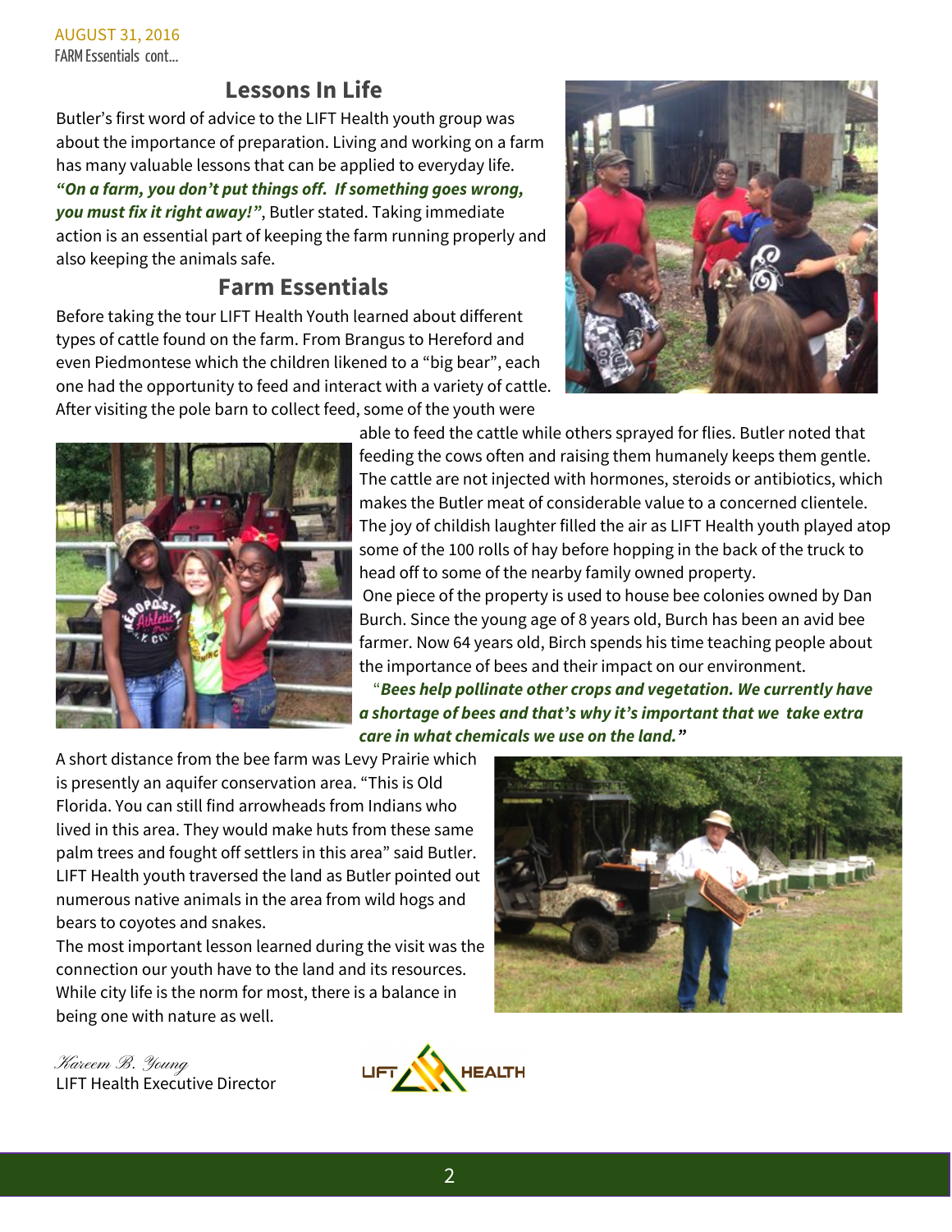AUGUST 31, 2016
FARM Essentials cont...

## Lessons In Life

Butler's first word of advice to the LIFT Health youth group was about the importance of preparation. Living and working on a farm has many valuable lessons that can be applied to everyday life. ***"On a farm, you don't put things off. If something goes wrong, you must fix it right away!"***, Butler stated. Taking immediate action is an essential part of keeping the farm running properly and also keeping the animals safe.

## Farm Essentials

Before taking the tour LIFT Health Youth learned about different types of cattle found on the farm. From Brangus to Hereford and even Piedmontese which the children likened to a "big bear", each one had the opportunity to feed and interact with a variety of cattle. After visiting the pole barn to collect feed, some of the youth were able to feed the cattle while others sprayed for flies. Butler noted that feeding the cows often and raising them humanely keeps them gentle. The cattle are not injected with hormones, steroids or antibiotics, which makes the Butler meat of considerable value to a concerned clientele. The joy of childish laughter filled the air as LIFT Health youth played atop some of the 100 rolls of hay before hopping in the back of the truck to head off to some of the nearby family owned property.

One piece of the property is used to house bee colonies owned by Dan Burch. Since the young age of 8 years old, Burch has been an avid bee farmer. Now 64 years old, Birch spends his time teaching people about the importance of bees and their impact on our environment.

"***Bees help pollinate other crops and vegetation. We currently have a shortage of bees and that's why it's important that we take extra care in what chemicals we use on the land."***

A short distance from the bee farm was Levy Prairie which is presently an aquifer conservation area. "This is Old Florida. You can still find arrowheads from Indians who lived in this area. They would make huts from these same palm trees and fought off settlers in this area" said Butler. LIFT Health youth traversed the land as Butler pointed out numerous native animals in the area from wild hogs and bears to coyotes and snakes.

The most important lesson learned during the visit was the connection our youth have to the land and its resources. While city life is the norm for most, there is a balance in being one with nature as well.

*Kareem B. Young*
LIFT Health Executive Director

LIFT HEALTH